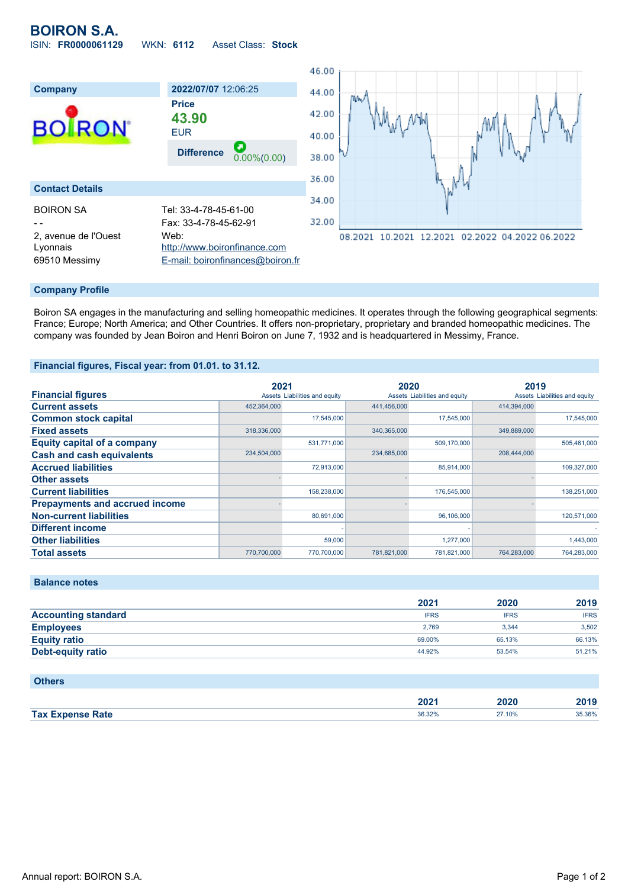# BOIRON S.A.

ISIN: **FR0000061129** WKN: **6112** Asset Class: **Stock**

## Company

**2022/07/07** 12:06:25

**Price**

**43.90**

EUR

**Difference** 0.00%(0.00)

## Contact Details

BOIRON SA

- -

2, avenue de l'Ouest Lyonnais

69510 Messimy

Tel: 33-4-78-45-61-00

Fax: 33-4-78-45-62-91

Web: http://www.boironfinance.com

E-mail: boironfinances@boiron.fr

## Company Profile

Boiron SA engages in the manufacturing and selling homeopathic medicines. It operates through the following geographical segments: France; Europe; North America; and Other Countries. It offers non-proprietary, proprietary and branded homeopathic medicines. The company was founded by Jean Boiron and Henri Boiron on June 7, 1932 and is headquartered in Messimy, France.

## Financial figures, Fiscal year: from 01.01. to 31.12.

| Financial figures | 2021 Assets | 2021 Liabilities and equity | 2020 Assets | 2020 Liabilities and equity | 2019 Assets | 2019 Liabilities and equity |
|---|---|---|---|---|---|---|
| Current assets | 452,364,000 | | 441,456,000 | | 414,394,000 | |
| Common stock capital | | 17,545,000 | | 17,545,000 | | 17,545,000 |
| Fixed assets | 318,336,000 | | 340,365,000 | | 349,889,000 | |
| Equity capital of a company | | 531,771,000 | | 509,170,000 | | 505,461,000 |
| Cash and cash equivalents | 234,504,000 | | 234,685,000 | | 208,444,000 | |
| Accrued liabilities | | 72,913,000 | | 85,914,000 | | 109,327,000 |
| Other assets | - | | - | | - | |
| Current liabilities | | 158,238,000 | | 176,545,000 | | 138,251,000 |
| Prepayments and accrued income | - | | - | | - | |
| Non-current liabilities | | 80,691,000 | | 96,106,000 | | 120,571,000 |
| Different income | | - | | - | | - |
| Other liabilities | | 59,000 | | 1,277,000 | | 1,443,000 |
| Total assets | 770,700,000 | 770,700,000 | 781,821,000 | 781,821,000 | 764,283,000 | 764,283,000 |

## Balance notes

| | 2021 | 2020 | 2019 |
|---|---|---|---|
| Accounting standard | IFRS | IFRS | IFRS |
| Employees | 2,769 | 3,344 | 3,502 |
| Equity ratio | 69.00% | 65.13% | 66.13% |
| Debt-equity ratio | 44.92% | 53.54% | 51.21% |

## Others

| | 2021 | 2020 | 2019 |
|---|---|---|---|
| Tax Expense Rate | 36.32% | 27.10% | 35.36% |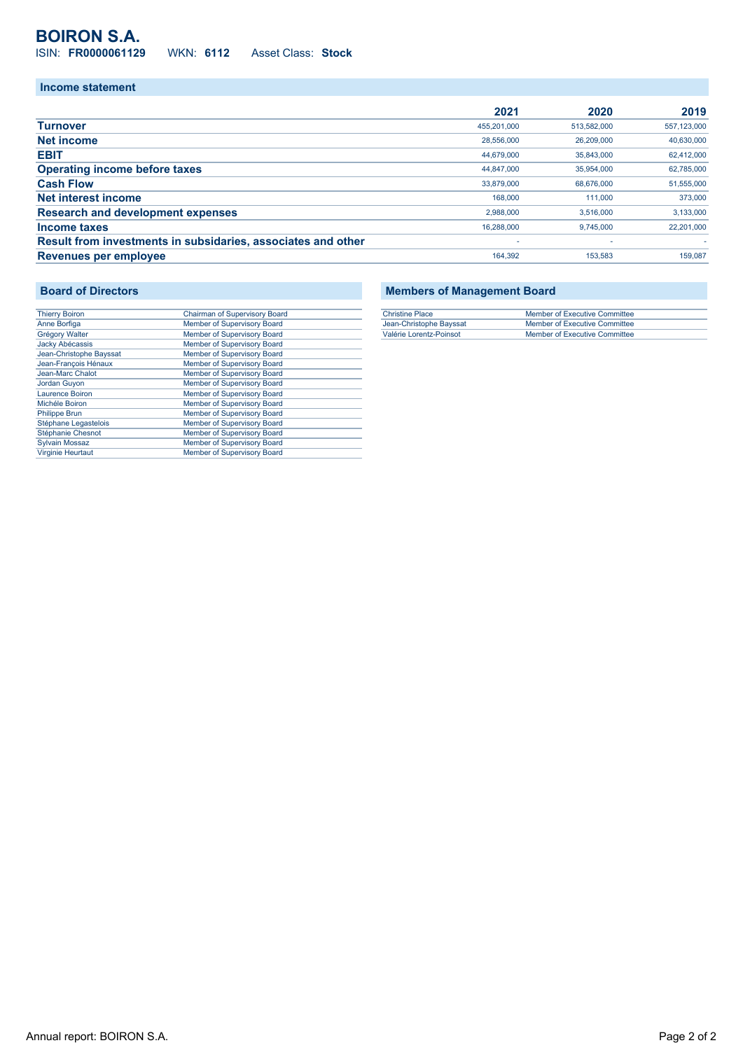# BOIRON S.A.

ISIN: **FR0000061129** WKN: **6112** Asset Class: **Stock**

## Income statement

| | 2021 | 2020 | 2019 |
|---|---|---|---|
| **Turnover** | 455,201,000 | 513,582,000 | 557,123,000 |
| **Net income** | 28,556,000 | 26,209,000 | 40,630,000 |
| **EBIT** | 44,679,000 | 35,843,000 | 62,412,000 |
| **Operating income before taxes** | 44,847,000 | 35,954,000 | 62,785,000 |
| **Cash Flow** | 33,879,000 | 68,676,000 | 51,555,000 |
| **Net interest income** | 168,000 | 111,000 | 373,000 |
| **Research and development expenses** | 2,988,000 | 3,516,000 | 3,133,000 |
| **Income taxes** | 16,288,000 | 9,745,000 | 22,201,000 |
| **Result from investments in subsidaries, associates and other** | - | - | - |
| **Revenues per employee** | 164,392 | 153,583 | 159,087 |

## Board of Directors

| | |
|---|---|
| Thierry Boiron | Chairman of Supervisory Board |
| Anne Borfiga | Member of Supervisory Board |
| Grégory Walter | Member of Supervisory Board |
| Jacky Abécassis | Member of Supervisory Board |
| Jean-Christophe Bayssat | Member of Supervisory Board |
| Jean-François Hénaux | Member of Supervisory Board |
| Jean-Marc Chalot | Member of Supervisory Board |
| Jordan Guyon | Member of Supervisory Board |
| Laurence Boiron | Member of Supervisory Board |
| Michéle Boiron | Member of Supervisory Board |
| Philippe Brun | Member of Supervisory Board |
| Stéphane Legastelois | Member of Supervisory Board |
| Stéphanie Chesnot | Member of Supervisory Board |
| Sylvain Mossaz | Member of Supervisory Board |
| Virginie Heurtaut | Member of Supervisory Board |

## Members of Management Board

| | |
|---|---|
| Christine Place | Member of Executive Committee |
| Jean-Christophe Baysat | Member of Executive Committee |
| Valérie Lorentz-Poinsot | Member of Executive Committee |